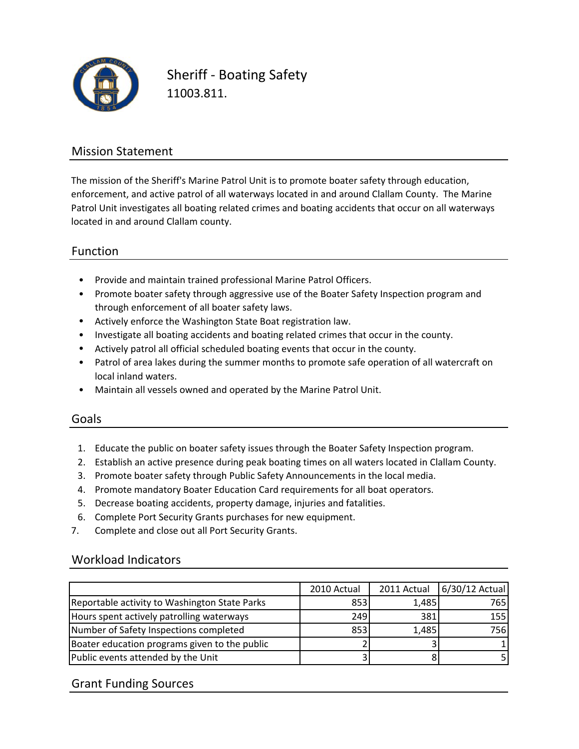# Sheriff - Boating Safety

11003.811.

## Mission Statement

The mission of the Sheriff's Marine Patrol Unit is to promote boater safety through education, enforcement, and active patrol of all waterways located in and around Clallam County. The Marine Patrol Unit investigates all boating related crimes and boating accidents that occur on all waterways located in and around Clallam county.

## Function

- Provide and maintain trained professional Marine Patrol Officers.
- Promote boater safety through aggressive use of the Boater Safety Inspection program and through enforcement of all boater safety laws.
- Actively enforce the Washington State Boat registration law.
- Investigate all boating accidents and boating related crimes that occur in the county.
- Actively patrol all official scheduled boating events that occur in the county.
- Patrol of area lakes during the summer months to promote safe operation of all watercraft on local inland waters.
- Maintain all vessels owned and operated by the Marine Patrol Unit.

## Goals

1. Educate the public on boater safety issues through the Boater Safety Inspection program.
2. Establish an active presence during peak boating times on all waters located in Clallam County.
3. Promote boater safety through Public Safety Announcements in the local media.
4. Promote mandatory Boater Education Card requirements for all boat operators.
5. Decrease boating accidents, property damage, injuries and fatalities.
6. Complete Port Security Grants purchases for new equipment.
7. Complete and close out all Port Security Grants.

## Workload Indicators

| | 2010 Actual | 2011 Actual | 6/30/12 Actual |
|---|---|---|---|
| Reportable activity to Washington State Parks | 853 | 1,485 | 765 |
| Hours spent actively patrolling waterways | 249 | 381 | 155 |
| Number of Safety Inspections completed | 853 | 1,485 | 756 |
| Boater education programs given to the public | 2 | 3 | 1 |
| Public events attended by the Unit | 3 | 8 | 5 |

## Grant Funding Sources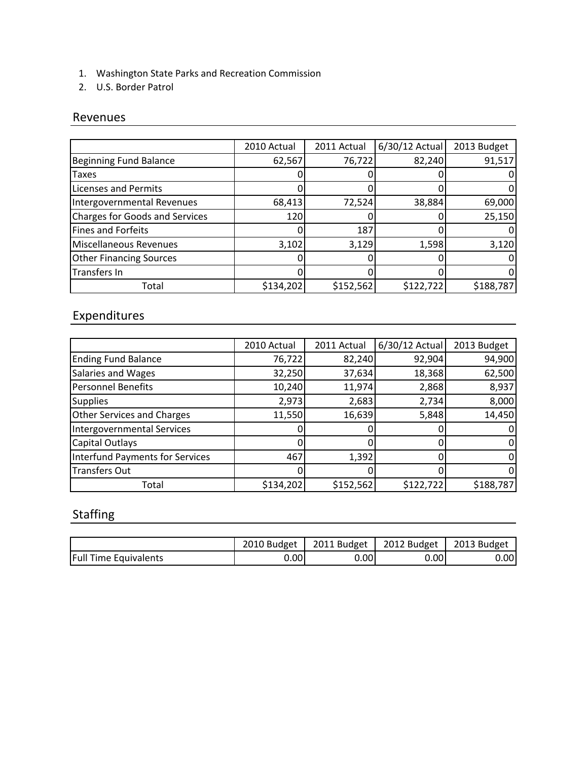1. Washington State Parks and Recreation Commission
2. U.S. Border Patrol

## Revenues

| | 2010 Actual | 2011 Actual | 6/30/12 Actual | 2013 Budget |
|---|---|---|---|---|
| Beginning Fund Balance | 62,567 | 76,722 | 82,240 | 91,517 |
| Taxes | 0 | 0 | 0 | 0 |
| Licenses and Permits | 0 | 0 | 0 | 0 |
| Intergovernmental Revenues | 68,413 | 72,524 | 38,884 | 69,000 |
| Charges for Goods and Services | 120 | 0 | 0 | 25,150 |
| Fines and Forfeits | 0 | 187 | 0 | 0 |
| Miscellaneous Revenues | 3,102 | 3,129 | 1,598 | 3,120 |
| Other Financing Sources | 0 | 0 | 0 | 0 |
| Transfers In | 0 | 0 | 0 | 0 |
| Total | $134,202 | $152,562 | $122,722 | $188,787 |

## Expenditures

| | 2010 Actual | 2011 Actual | 6/30/12 Actual | 2013 Budget |
|---|---|---|---|---|
| Ending Fund Balance | 76,722 | 82,240 | 92,904 | 94,900 |
| Salaries and Wages | 32,250 | 37,634 | 18,368 | 62,500 |
| Personnel Benefits | 10,240 | 11,974 | 2,868 | 8,937 |
| Supplies | 2,973 | 2,683 | 2,734 | 8,000 |
| Other Services and Charges | 11,550 | 16,639 | 5,848 | 14,450 |
| Intergovernmental Services | 0 | 0 | 0 | 0 |
| Capital Outlays | 0 | 0 | 0 | 0 |
| Interfund Payments for Services | 467 | 1,392 | 0 | 0 |
| Transfers Out | 0 | 0 | 0 | 0 |
| Total | $134,202 | $152,562 | $122,722 | $188,787 |

## Staffing

| | 2010 Budget | 2011 Budget | 2012 Budget | 2013 Budget |
|---|---|---|---|---|
| Full Time Equivalents | 0.00 | 0.00 | 0.00 | 0.00 |